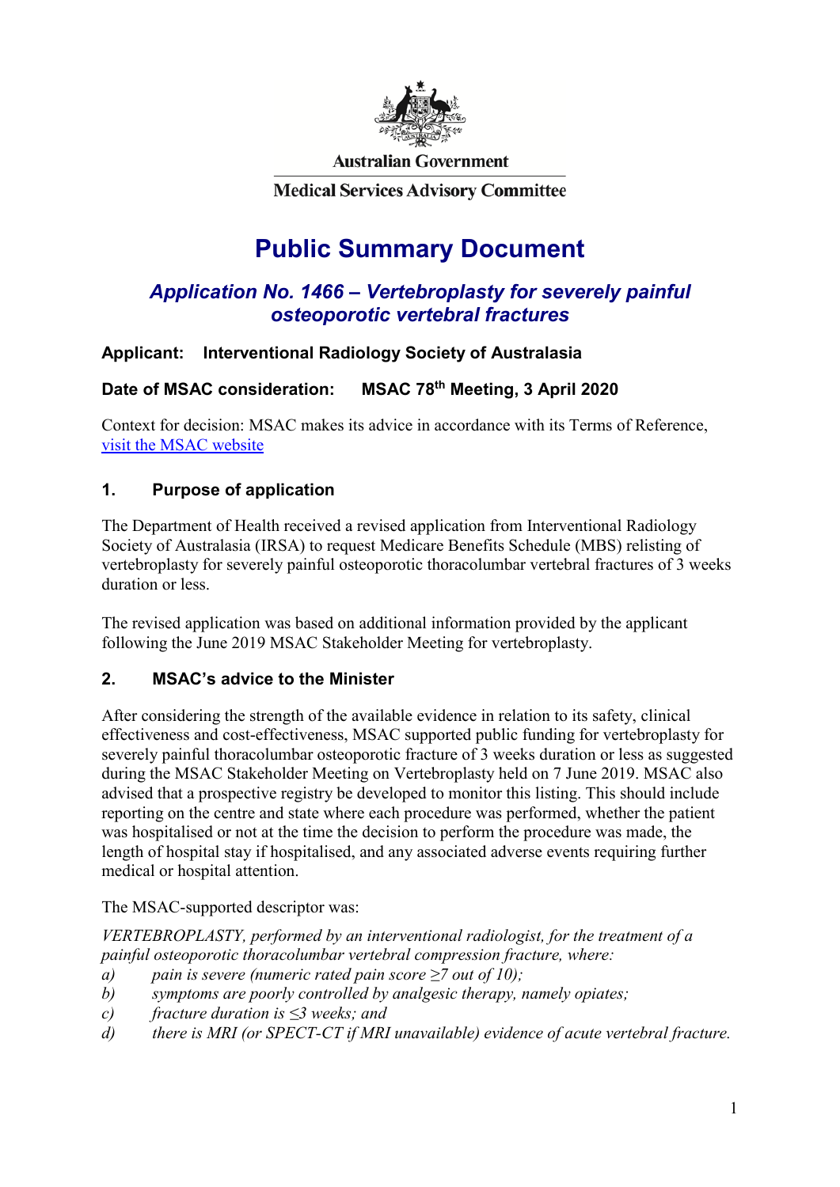Australian Government

Medical Services Advisory Committee

# Public Summary Document

## *Application No. 1466 – Vertebroplasty for severely painful osteoporotic vertebral fractures*

**Applicant: Interventional Radiology Society of Australasia**

**Date of MSAC consideration: MSAC 78th Meeting, 3 April 2020**

Context for decision: MSAC makes its advice in accordance with its Terms of Reference, [visit the MSAC website](visit the MSAC website)

### 1. Purpose of application

The Department of Health received a revised application from Interventional Radiology Society of Australasia (IRSA) to request Medicare Benefits Schedule (MBS) relisting of vertebroplasty for severely painful osteoporotic thoracolumbar vertebral fractures of 3 weeks duration or less.

The revised application was based on additional information provided by the applicant following the June 2019 MSAC Stakeholder Meeting for vertebroplasty.

### 2. MSAC's advice to the Minister

After considering the strength of the available evidence in relation to its safety, clinical effectiveness and cost-effectiveness, MSAC supported public funding for vertebroplasty for severely painful thoracolumbar osteoporotic fracture of 3 weeks duration or less as suggested during the MSAC Stakeholder Meeting on Vertebroplasty held on 7 June 2019. MSAC also advised that a prospective registry be developed to monitor this listing. This should include reporting on the centre and state where each procedure was performed, whether the patient was hospitalised or not at the time the decision to perform the procedure was made, the length of hospital stay if hospitalised, and any associated adverse events requiring further medical or hospital attention.

The MSAC-supported descriptor was:

*VERTEBROPLASTY, performed by an interventional radiologist, for the treatment of a painful osteoporotic thoracolumbar vertebral compression fracture, where:*

*a) pain is severe (numeric rated pain score ≥7 out of 10);*

*b) symptoms are poorly controlled by analgesic therapy, namely opiates;*

*c) fracture duration is ≤3 weeks; and*

*d) there is MRI (or SPECT-CT if MRI unavailable) evidence of acute vertebral fracture.*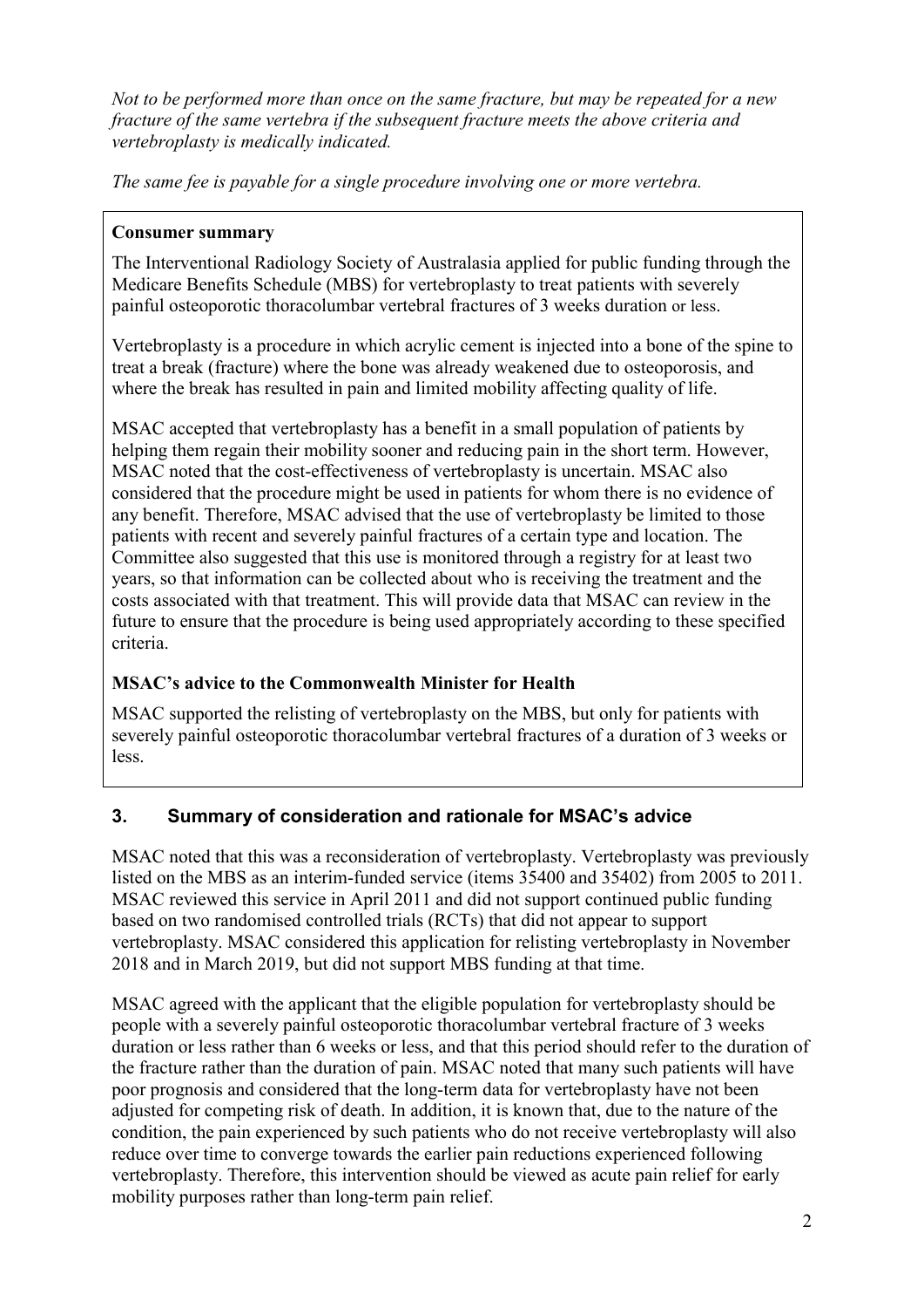*Not to be performed more than once on the same fracture, but may be repeated for a new fracture of the same vertebra if the subsequent fracture meets the above criteria and vertebroplasty is medically indicated.*

*The same fee is payable for a single procedure involving one or more vertebra.*

**Consumer summary**

The Interventional Radiology Society of Australasia applied for public funding through the Medicare Benefits Schedule (MBS) for vertebroplasty to treat patients with severely painful osteoporotic thoracolumbar vertebral fractures of 3 weeks duration or less.

Vertebroplasty is a procedure in which acrylic cement is injected into a bone of the spine to treat a break (fracture) where the bone was already weakened due to osteoporosis, and where the break has resulted in pain and limited mobility affecting quality of life.

MSAC accepted that vertebroplasty has a benefit in a small population of patients by helping them regain their mobility sooner and reducing pain in the short term. However, MSAC noted that the cost-effectiveness of vertebroplasty is uncertain. MSAC also considered that the procedure might be used in patients for whom there is no evidence of any benefit. Therefore, MSAC advised that the use of vertebroplasty be limited to those patients with recent and severely painful fractures of a certain type and location. The Committee also suggested that this use is monitored through a registry for at least two years, so that information can be collected about who is receiving the treatment and the costs associated with that treatment. This will provide data that MSAC can review in the future to ensure that the procedure is being used appropriately according to these specified criteria.

**MSAC's advice to the Commonwealth Minister for Health**

MSAC supported the relisting of vertebroplasty on the MBS, but only for patients with severely painful osteoporotic thoracolumbar vertebral fractures of a duration of 3 weeks or less.

## 3. Summary of consideration and rationale for MSAC's advice

MSAC noted that this was a reconsideration of vertebroplasty. Vertebroplasty was previously listed on the MBS as an interim-funded service (items 35400 and 35402) from 2005 to 2011. MSAC reviewed this service in April 2011 and did not support continued public funding based on two randomised controlled trials (RCTs) that did not appear to support vertebroplasty. MSAC considered this application for relisting vertebroplasty in November 2018 and in March 2019, but did not support MBS funding at that time.

MSAC agreed with the applicant that the eligible population for vertebroplasty should be people with a severely painful osteoporotic thoracolumbar vertebral fracture of 3 weeks duration or less rather than 6 weeks or less, and that this period should refer to the duration of the fracture rather than the duration of pain. MSAC noted that many such patients will have poor prognosis and considered that the long-term data for vertebroplasty have not been adjusted for competing risk of death. In addition, it is known that, due to the nature of the condition, the pain experienced by such patients who do not receive vertebroplasty will also reduce over time to converge towards the earlier pain reductions experienced following vertebroplasty. Therefore, this intervention should be viewed as acute pain relief for early mobility purposes rather than long-term pain relief.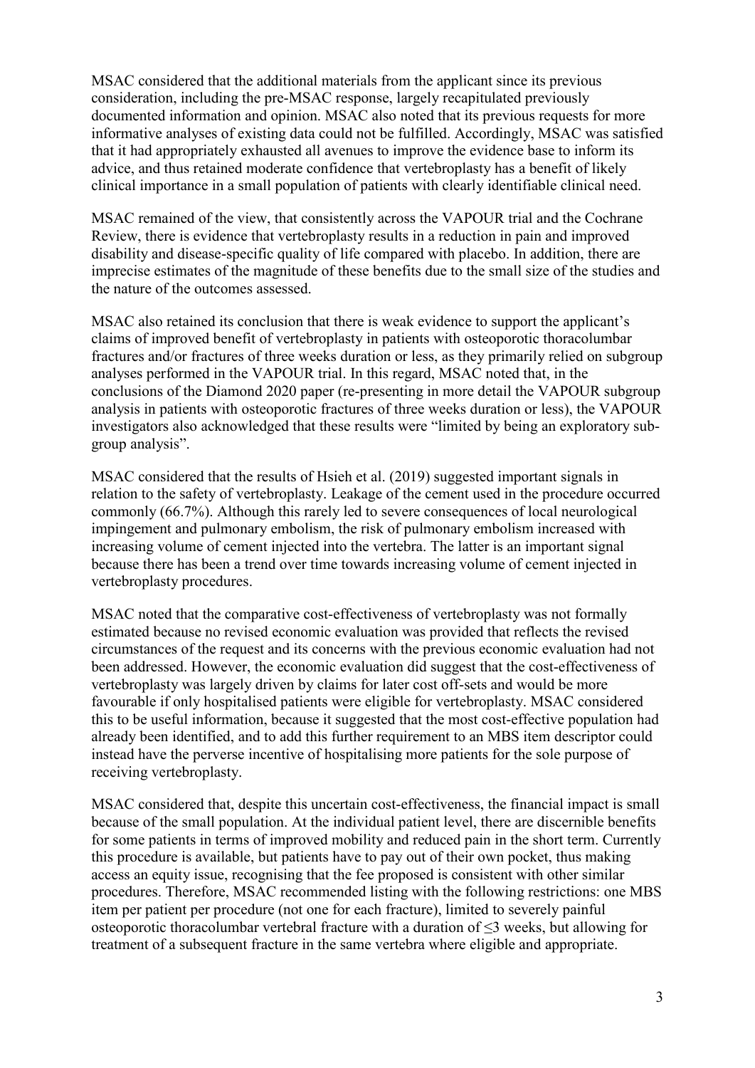MSAC considered that the additional materials from the applicant since its previous consideration, including the pre-MSAC response, largely recapitulated previously documented information and opinion. MSAC also noted that its previous requests for more informative analyses of existing data could not be fulfilled. Accordingly, MSAC was satisfied that it had appropriately exhausted all avenues to improve the evidence base to inform its advice, and thus retained moderate confidence that vertebroplasty has a benefit of likely clinical importance in a small population of patients with clearly identifiable clinical need.

MSAC remained of the view, that consistently across the VAPOUR trial and the Cochrane Review, there is evidence that vertebroplasty results in a reduction in pain and improved disability and disease-specific quality of life compared with placebo. In addition, there are imprecise estimates of the magnitude of these benefits due to the small size of the studies and the nature of the outcomes assessed.

MSAC also retained its conclusion that there is weak evidence to support the applicant's claims of improved benefit of vertebroplasty in patients with osteoporotic thoracolumbar fractures and/or fractures of three weeks duration or less, as they primarily relied on subgroup analyses performed in the VAPOUR trial. In this regard, MSAC noted that, in the conclusions of the Diamond 2020 paper (re-presenting in more detail the VAPOUR subgroup analysis in patients with osteoporotic fractures of three weeks duration or less), the VAPOUR investigators also acknowledged that these results were "limited by being an exploratory sub-group analysis".

MSAC considered that the results of Hsieh et al. (2019) suggested important signals in relation to the safety of vertebroplasty. Leakage of the cement used in the procedure occurred commonly (66.7%). Although this rarely led to severe consequences of local neurological impingement and pulmonary embolism, the risk of pulmonary embolism increased with increasing volume of cement injected into the vertebra. The latter is an important signal because there has been a trend over time towards increasing volume of cement injected in vertebroplasty procedures.

MSAC noted that the comparative cost-effectiveness of vertebroplasty was not formally estimated because no revised economic evaluation was provided that reflects the revised circumstances of the request and its concerns with the previous economic evaluation had not been addressed. However, the economic evaluation did suggest that the cost-effectiveness of vertebroplasty was largely driven by claims for later cost off-sets and would be more favourable if only hospitalised patients were eligible for vertebroplasty. MSAC considered this to be useful information, because it suggested that the most cost-effective population had already been identified, and to add this further requirement to an MBS item descriptor could instead have the perverse incentive of hospitalising more patients for the sole purpose of receiving vertebroplasty.

MSAC considered that, despite this uncertain cost-effectiveness, the financial impact is small because of the small population. At the individual patient level, there are discernible benefits for some patients in terms of improved mobility and reduced pain in the short term. Currently this procedure is available, but patients have to pay out of their own pocket, thus making access an equity issue, recognising that the fee proposed is consistent with other similar procedures. Therefore, MSAC recommended listing with the following restrictions: one MBS item per patient per procedure (not one for each fracture), limited to severely painful osteoporotic thoracolumbar vertebral fracture with a duration of ≤3 weeks, but allowing for treatment of a subsequent fracture in the same vertebra where eligible and appropriate.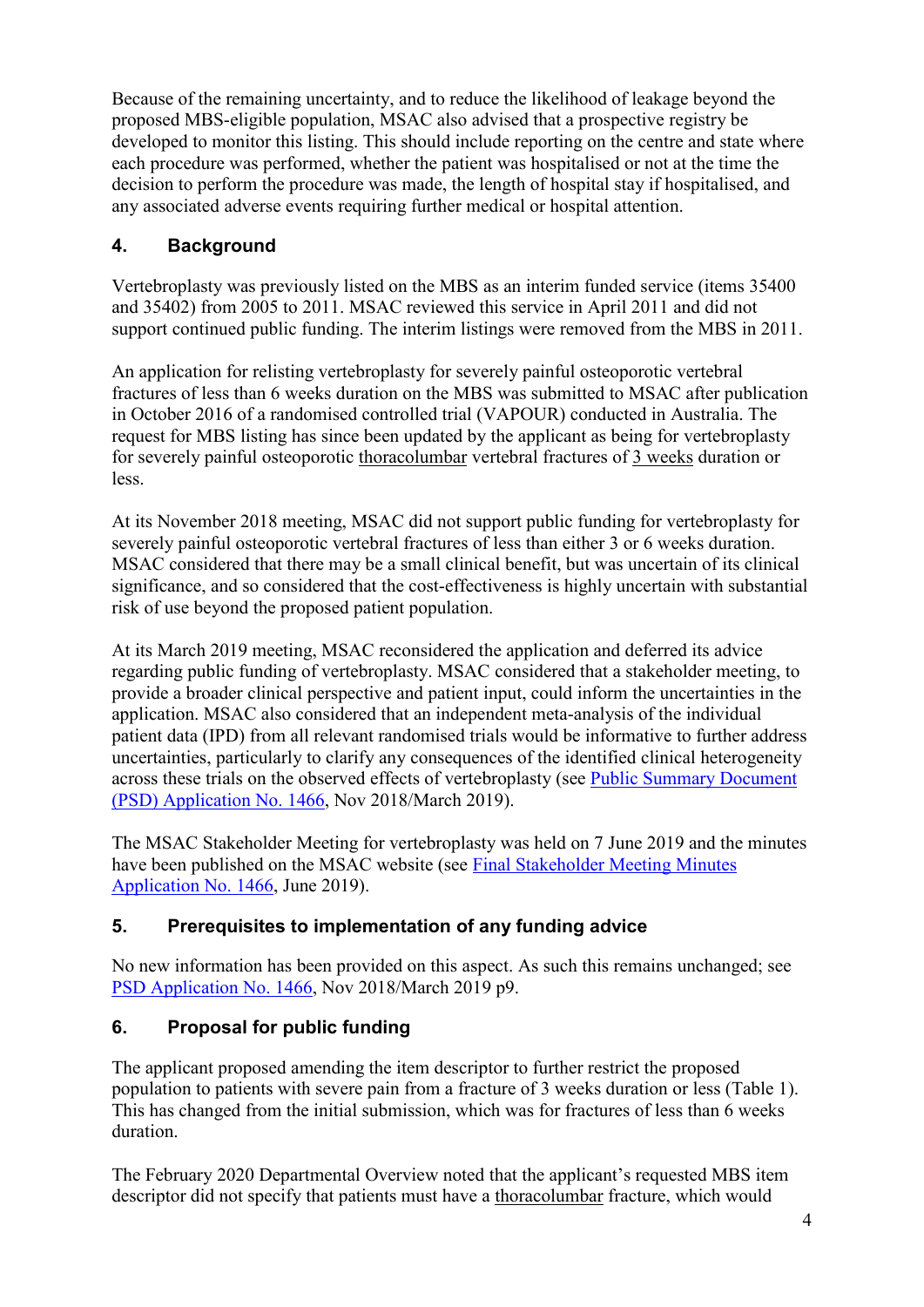Because of the remaining uncertainty, and to reduce the likelihood of leakage beyond the proposed MBS-eligible population, MSAC also advised that a prospective registry be developed to monitor this listing. This should include reporting on the centre and state where each procedure was performed, whether the patient was hospitalised or not at the time the decision to perform the procedure was made, the length of hospital stay if hospitalised, and any associated adverse events requiring further medical or hospital attention.

## 4. Background

Vertebroplasty was previously listed on the MBS as an interim funded service (items 35400 and 35402) from 2005 to 2011. MSAC reviewed this service in April 2011 and did not support continued public funding. The interim listings were removed from the MBS in 2011.

An application for relisting vertebroplasty for severely painful osteoporotic vertebral fractures of less than 6 weeks duration on the MBS was submitted to MSAC after publication in October 2016 of a randomised controlled trial (VAPOUR) conducted in Australia. The request for MBS listing has since been updated by the applicant as being for vertebroplasty for severely painful osteoporotic thoracolumbar vertebral fractures of 3 weeks duration or less.

At its November 2018 meeting, MSAC did not support public funding for vertebroplasty for severely painful osteoporotic vertebral fractures of less than either 3 or 6 weeks duration. MSAC considered that there may be a small clinical benefit, but was uncertain of its clinical significance, and so considered that the cost-effectiveness is highly uncertain with substantial risk of use beyond the proposed patient population.

At its March 2019 meeting, MSAC reconsidered the application and deferred its advice regarding public funding of vertebroplasty. MSAC considered that a stakeholder meeting, to provide a broader clinical perspective and patient input, could inform the uncertainties in the application. MSAC also considered that an independent meta-analysis of the individual patient data (IPD) from all relevant randomised trials would be informative to further address uncertainties, particularly to clarify any consequences of the identified clinical heterogeneity across these trials on the observed effects of vertebroplasty (see Public Summary Document (PSD) Application No. 1466, Nov 2018/March 2019).

The MSAC Stakeholder Meeting for vertebroplasty was held on 7 June 2019 and the minutes have been published on the MSAC website (see Final Stakeholder Meeting Minutes Application No. 1466, June 2019).

## 5. Prerequisites to implementation of any funding advice

No new information has been provided on this aspect. As such this remains unchanged; see PSD Application No. 1466, Nov 2018/March 2019 p9.

## 6. Proposal for public funding

The applicant proposed amending the item descriptor to further restrict the proposed population to patients with severe pain from a fracture of 3 weeks duration or less (Table 1). This has changed from the initial submission, which was for fractures of less than 6 weeks duration.

The February 2020 Departmental Overview noted that the applicant's requested MBS item descriptor did not specify that patients must have a thoracolumbar fracture, which would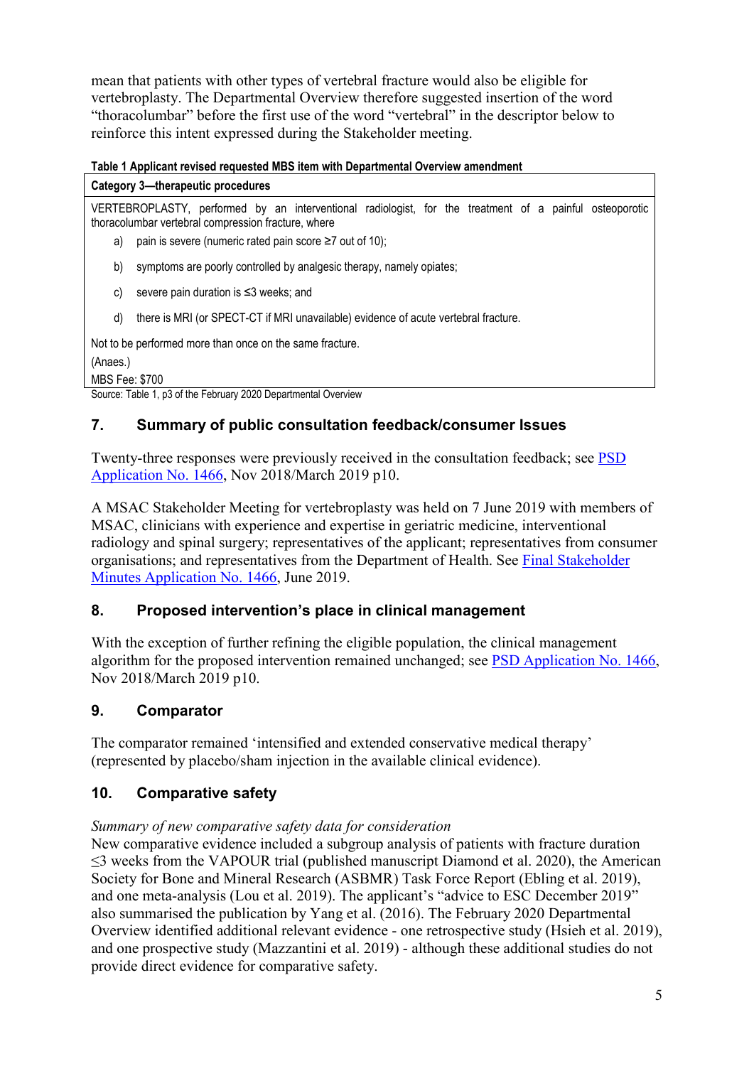mean that patients with other types of vertebral fracture would also be eligible for vertebroplasty. The Departmental Overview therefore suggested insertion of the word "thoracolumbar" before the first use of the word "vertebral" in the descriptor below to reinforce this intent expressed during the Stakeholder meeting.

**Table 1 Applicant revised requested MBS item with Departmental Overview amendment**

| Category 3—therapeutic procedures |
|---|
| VERTEBROPLASTY, performed by an interventional radiologist, for the treatment of a painful osteoporotic thoracolumbar vertebral compression fracture, where<br>a) pain is severe (numeric rated pain score ≥7 out of 10);<br>b) symptoms are poorly controlled by analgesic therapy, namely opiates;<br>c) severe pain duration is ≤3 weeks; and<br>d) there is MRI (or SPECT-CT if MRI unavailable) evidence of acute vertebral fracture.<br><br>Not to be performed more than once on the same fracture.<br>(Anaes.)<br>MBS Fee: $700 |

Source: Table 1, p3 of the February 2020 Departmental Overview

## 7. Summary of public consultation feedback/consumer Issues

Twenty-three responses were previously received in the consultation feedback; see PSD Application No. 1466, Nov 2018/March 2019 p10.

A MSAC Stakeholder Meeting for vertebroplasty was held on 7 June 2019 with members of MSAC, clinicians with experience and expertise in geriatric medicine, interventional radiology and spinal surgery; representatives of the applicant; representatives from consumer organisations; and representatives from the Department of Health. See Final Stakeholder Minutes Application No. 1466, June 2019.

## 8. Proposed intervention's place in clinical management

With the exception of further refining the eligible population, the clinical management algorithm for the proposed intervention remained unchanged; see PSD Application No. 1466, Nov 2018/March 2019 p10.

## 9. Comparator

The comparator remained 'intensified and extended conservative medical therapy' (represented by placebo/sham injection in the available clinical evidence).

## 10. Comparative safety

*Summary of new comparative safety data for consideration*

New comparative evidence included a subgroup analysis of patients with fracture duration ≤3 weeks from the VAPOUR trial (published manuscript Diamond et al. 2020), the American Society for Bone and Mineral Research (ASBMR) Task Force Report (Ebling et al. 2019), and one meta-analysis (Lou et al. 2019). The applicant's "advice to ESC December 2019" also summarised the publication by Yang et al. (2016). The February 2020 Departmental Overview identified additional relevant evidence - one retrospective study (Hsieh et al. 2019), and one prospective study (Mazzantini et al. 2019) - although these additional studies do not provide direct evidence for comparative safety.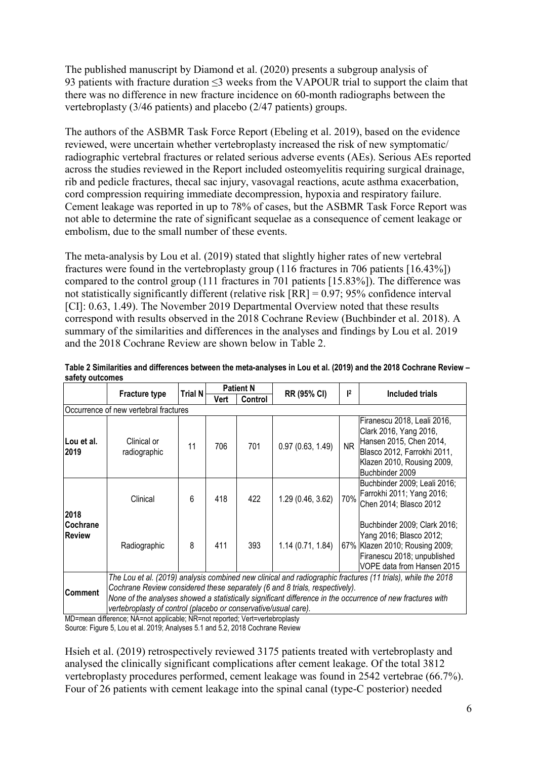The published manuscript by Diamond et al. (2020) presents a subgroup analysis of 93 patients with fracture duration ≤3 weeks from the VAPOUR trial to support the claim that there was no difference in new fracture incidence on 60-month radiographs between the vertebroplasty (3/46 patients) and placebo (2/47 patients) groups.

The authors of the ASBMR Task Force Report (Ebeling et al. 2019), based on the evidence reviewed, were uncertain whether vertebroplasty increased the risk of new symptomatic/ radiographic vertebral fractures or related serious adverse events (AEs). Serious AEs reported across the studies reviewed in the Report included osteomyelitis requiring surgical drainage, rib and pedicle fractures, thecal sac injury, vasovagal reactions, acute asthma exacerbation, cord compression requiring immediate decompression, hypoxia and respiratory failure. Cement leakage was reported in up to 78% of cases, but the ASBMR Task Force Report was not able to determine the rate of significant sequelae as a consequence of cement leakage or embolism, due to the small number of these events.

The meta-analysis by Lou et al. (2019) stated that slightly higher rates of new vertebral fractures were found in the vertebroplasty group (116 fractures in 706 patients [16.43%]) compared to the control group (111 fractures in 701 patients [15.83%]). The difference was not statistically significantly different (relative risk [RR] = 0.97; 95% confidence interval [CI]: 0.63, 1.49). The November 2019 Departmental Overview noted that these results correspond with results observed in the 2018 Cochrane Review (Buchbinder et al. 2018). A summary of the similarities and differences in the analyses and findings by Lou et al. 2019 and the 2018 Cochrane Review are shown below in Table 2.

**Table 2 Similarities and differences between the meta-analyses in Lou et al. (2019) and the 2018 Cochrane Review – safety outcomes**

| | Fracture type | Trial N | Patient N | | RR (95% CI) | $I^2$ | Included trials |
|---|---|---|---|---|---|---|---|
| | | | Vert | Control | | | |
| Occurrence of new vertebral fractures | | | | | | | |
| **Lou et al. 2019** | Clinical or radiographic | 11 | 706 | 701 | 0.97 (0.63, 1.49) | NR | Firanescu 2018, Leali 2016, Clark 2016, Yang 2016, Hansen 2015, Chen 2014, Blasco 2012, Farrokhi 2011, Klazen 2010, Rousing 2009, Buchbinder 2009 |
| **2018 Cochrane Review** | Clinical | 6 | 418 | 422 | 1.29 (0.46, 3.62) | 70% | Buchbinder 2009; Leali 2016; Farrokhi 2011; Yang 2016; Chen 2014; Blasco 2012 |
| | Radiographic | 8 | 411 | 393 | 1.14 (0.71, 1.84) | 67% | Buchbinder 2009; Clark 2016; Yang 2016; Blasco 2012; Klazen 2010; Rousing 2009; Firanescu 2018; unpublished VOPE data from Hansen 2015 |
| **Comment** | *The Lou et al. (2019) analysis combined new clinical and radiographic fractures (11 trials), while the 2018 Cochrane Review considered these separately (6 and 8 trials, respectively). None of the analyses showed a statistically significant difference in the occurrence of new fractures with vertebroplasty of control (placebo or conservative/usual care).* | | | | | | |

MD=mean difference; NA=not applicable; NR=not reported; Vert=vertebroplasty
Source: Figure 5, Lou et al. 2019; Analyses 5.1 and 5.2, 2018 Cochrane Review

Hsieh et al. (2019) retrospectively reviewed 3175 patients treated with vertebroplasty and analysed the clinically significant complications after cement leakage. Of the total 3812 vertebroplasty procedures performed, cement leakage was found in 2542 vertebrae (66.7%). Four of 26 patients with cement leakage into the spinal canal (type-C posterior) needed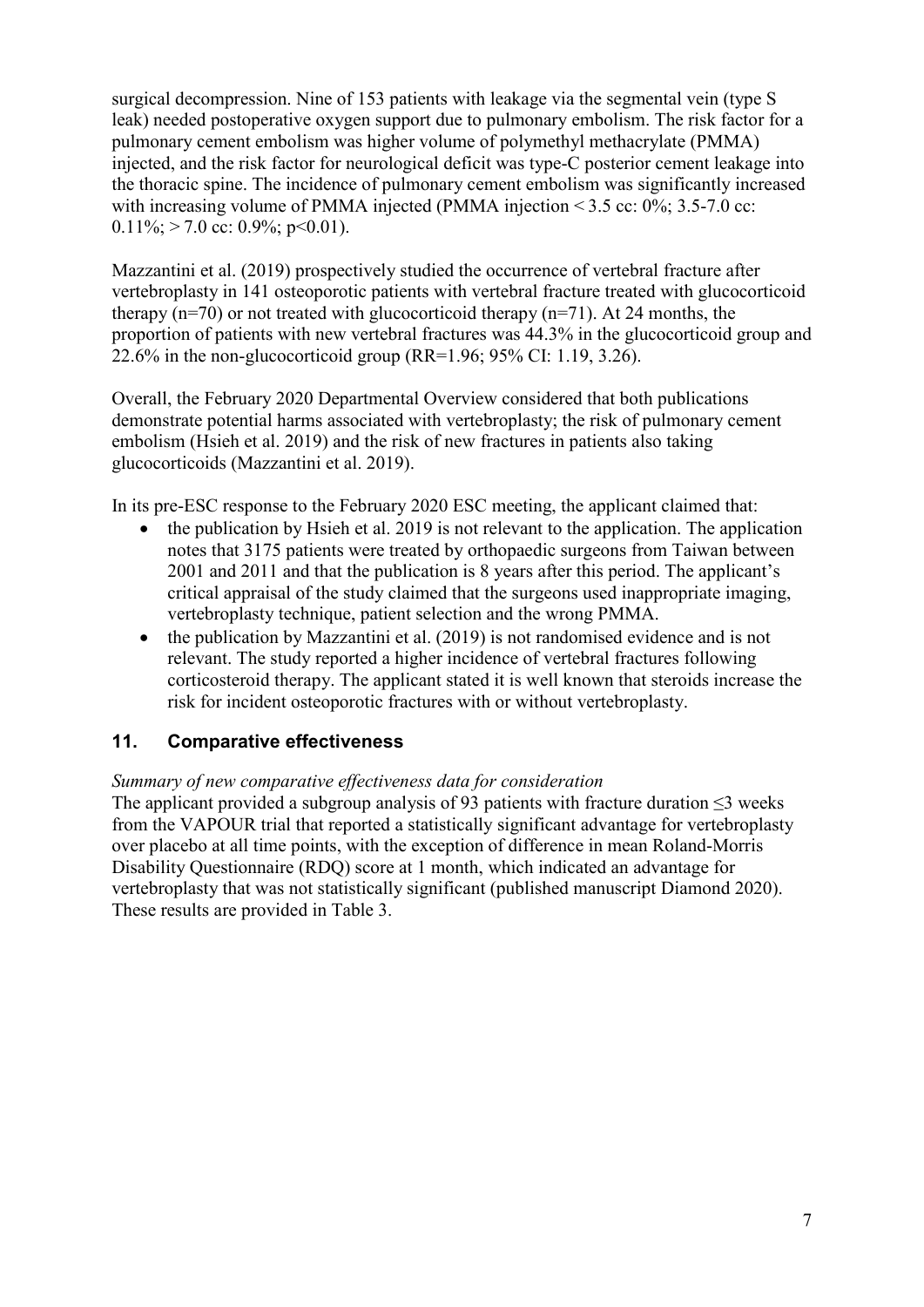surgical decompression. Nine of 153 patients with leakage via the segmental vein (type S leak) needed postoperative oxygen support due to pulmonary embolism. The risk factor for a pulmonary cement embolism was higher volume of polymethyl methacrylate (PMMA) injected, and the risk factor for neurological deficit was type-C posterior cement leakage into the thoracic spine. The incidence of pulmonary cement embolism was significantly increased with increasing volume of PMMA injected (PMMA injection < 3.5 cc: 0%; 3.5-7.0 cc: 0.11%; > 7.0 cc: 0.9%; p<0.01).

Mazzantini et al. (2019) prospectively studied the occurrence of vertebral fracture after vertebroplasty in 141 osteoporotic patients with vertebral fracture treated with glucocorticoid therapy (n=70) or not treated with glucocorticoid therapy (n=71). At 24 months, the proportion of patients with new vertebral fractures was 44.3% in the glucocorticoid group and 22.6% in the non-glucocorticoid group (RR=1.96; 95% CI: 1.19, 3.26).

Overall, the February 2020 Departmental Overview considered that both publications demonstrate potential harms associated with vertebroplasty; the risk of pulmonary cement embolism (Hsieh et al. 2019) and the risk of new fractures in patients also taking glucocorticoids (Mazzantini et al. 2019).

In its pre-ESC response to the February 2020 ESC meeting, the applicant claimed that:

- the publication by Hsieh et al. 2019 is not relevant to the application. The application notes that 3175 patients were treated by orthopaedic surgeons from Taiwan between 2001 and 2011 and that the publication is 8 years after this period. The applicant's critical appraisal of the study claimed that the surgeons used inappropriate imaging, vertebroplasty technique, patient selection and the wrong PMMA.
- the publication by Mazzantini et al. (2019) is not randomised evidence and is not relevant. The study reported a higher incidence of vertebral fractures following corticosteroid therapy. The applicant stated it is well known that steroids increase the risk for incident osteoporotic fractures with or without vertebroplasty.

## 11. Comparative effectiveness

*Summary of new comparative effectiveness data for consideration*

The applicant provided a subgroup analysis of 93 patients with fracture duration ≤3 weeks from the VAPOUR trial that reported a statistically significant advantage for vertebroplasty over placebo at all time points, with the exception of difference in mean Roland-Morris Disability Questionnaire (RDQ) score at 1 month, which indicated an advantage for vertebroplasty that was not statistically significant (published manuscript Diamond 2020). These results are provided in Table 3.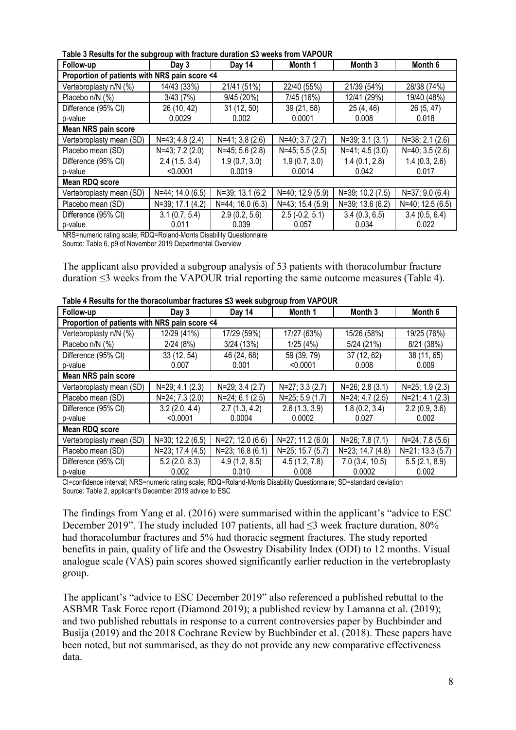**Table 3 Results for the subgroup with fracture duration ≤3 weeks from VAPOUR**

| Follow-up | Day 3 | Day 14 | Month 1 | Month 3 | Month 6 |
|---|---|---|---|---|---|
| **Proportion of patients with NRS pain score <4** | | | | | |
| Vertebroplasty n/N (%) | 14/43 (33%) | 21/41 (51%) | 22/40 (55%) | 21/39 (54%) | 28/38 (74%) |
| Placebo n/N (%) | 3/43 (7%) | 9/45 (20%) | 7/45 (16%) | 12/41 (29%) | 19/40 (48%) |
| Difference (95% CI) p-value | 26 (10, 42) 0.0029 | 31 (12, 50) 0.002 | 39 (21, 58) 0.0001 | 25 (4, 46) 0.008 | 26 (5, 47) 0.018 |
| **Mean NRS pain score** | | | | | |
| Vertebroplasty mean (SD) | N=43; 4.8 (2.4) | N=41; 3.8 (2.6) | N=40; 3.7 (2.7) | N=39; 3.1 (3.1) | N=38; 2.1 (2.6) |
| Placebo mean (SD) | N=43; 7.2 (2.0) | N=45; 5.6 (2.8) | N=45; 5.5 (2.5) | N=41; 4.5 (3.0) | N=40; 3.5 (2.6) |
| Difference (95% CI) p-value | 2.4 (1.5, 3.4) <0.0001 | 1.9 (0.7, 3.0) 0.0019 | 1.9 (0.7, 3.0) 0.0014 | 1.4 (0.1, 2.8) 0.042 | 1.4 (0.3, 2.6) 0.017 |
| **Mean RDQ score** | | | | | |
| Vertebroplasty mean (SD) | N=44; 14.0 (6.5) | N=39; 13.1 (6.2 | N=40; 12.9 (5.9) | N=39; 10.2 (7.5) | N=37; 9.0 (6.4) |
| Placebo mean (SD) | N=39; 17.1 (4.2) | N=44; 16.0 (6.3) | N=43; 15.4 (5.9) | N=39; 13.6 (6.2) | N=40; 12.5 (6.5) |
| Difference (95% CI) p-value | 3.1 (0.7, 5.4) 0.011 | 2.9 (0.2, 5.6) 0.039 | 2.5 (-0.2, 5.1) 0.057 | 3.4 (0.3, 6.5) 0.034 | 3.4 (0.5, 6.4) 0.022 |

NRS=numeric rating scale; RDQ=Roland-Morris Disability Questionnaire
Source: Table 6, p9 of November 2019 Departmental Overview

The applicant also provided a subgroup analysis of 53 patients with thoracolumbar fracture duration ≤3 weeks from the VAPOUR trial reporting the same outcome measures (Table 4).

**Table 4 Results for the thoracolumbar fractures ≤3 week subgroup from VAPOUR**

| Follow-up | Day 3 | Day 14 | Month 1 | Month 3 | Month 6 |
|---|---|---|---|---|---|
| **Proportion of patients with NRS pain score <4** | | | | | |
| Vertebroplasty n/N (%) | 12/29 (41%) | 17/29 (59%) | 17/27 (63%) | 15/26 (58%) | 19/25 (76%) |
| Placebo n/N (%) | 2/24 (8%) | 3/24 (13%) | 1/25 (4%) | 5/24 (21%) | 8/21 (38%) |
| Difference (95% CI) p-value | 33 (12, 54) 0.007 | 46 (24, 68) 0.001 | 59 (39, 79) <0.0001 | 37 (12, 62) 0.008 | 38 (11, 65) 0.009 |
| **Mean NRS pain score** | | | | | |
| Vertebroplasty mean (SD) | N=29; 4.1 (2.3) | N=29; 3.4 (2.7) | N=27; 3.3 (2.7) | N=26; 2.8 (3.1) | N=25; 1.9 (2.3) |
| Placebo mean (SD) | N=24; 7.3 (2.0) | N=24; 6.1 (2.5) | N=25; 5.9 (1.7) | N=24; 4.7 (2.5) | N=21; 4.1 (2.3) |
| Difference (95% CI) p-value | 3.2 (2.0, 4.4) <0.0001 | 2.7 (1.3, 4.2) 0.0004 | 2.6 (1.3, 3.9) 0.0002 | 1.8 (0.2, 3.4) 0.027 | 2.2 (0.9, 3.6) 0.002 |
| **Mean RDQ score** | | | | | |
| Vertebroplasty mean (SD) | N=30; 12.2 (6.5) | N=27; 12.0 (6.6) | N=27; 11.2 (6.0) | N=26; 7.8 (7.1) | N=24; 7.8 (5.6) |
| Placebo mean (SD) | N=23; 17.4 (4.5) | N=23; 16.8 (6.1) | N=25; 15.7 (5.7) | N=23; 14.7 (4.8) | N=21; 13.3 (5.7) |
| Difference (95% CI) p-value | 5.2 (2.0, 8.3) 0.002 | 4.9 (1.2, 8.5) 0.010 | 4.5 (1.2, 7.8) 0.008 | 7.0 (3.4, 10.5) 0.0002 | 5.5 (2.1, 8.9) 0.002 |

CI=confidence interval; NRS=numeric rating scale; RDQ=Roland-Morris Disability Questionnaire; SD=standard deviation
Source: Table 2, applicant's December 2019 advice to ESC

The findings from Yang et al. (2016) were summarised within the applicant's "advice to ESC December 2019". The study included 107 patients, all had ≤3 week fracture duration, 80% had thoracolumbar fractures and 5% had thoracic segment fractures. The study reported benefits in pain, quality of life and the Oswestry Disability Index (ODI) to 12 months. Visual analogue scale (VAS) pain scores showed significantly earlier reduction in the vertebroplasty group.

The applicant's "advice to ESC December 2019" also referenced a published rebuttal to the ASBMR Task Force report (Diamond 2019); a published review by Lamanna et al. (2019); and two published rebuttals in response to a current controversies paper by Buchbinder and Busija (2019) and the 2018 Cochrane Review by Buchbinder et al. (2018). These papers have been noted, but not summarised, as they do not provide any new comparative effectiveness data.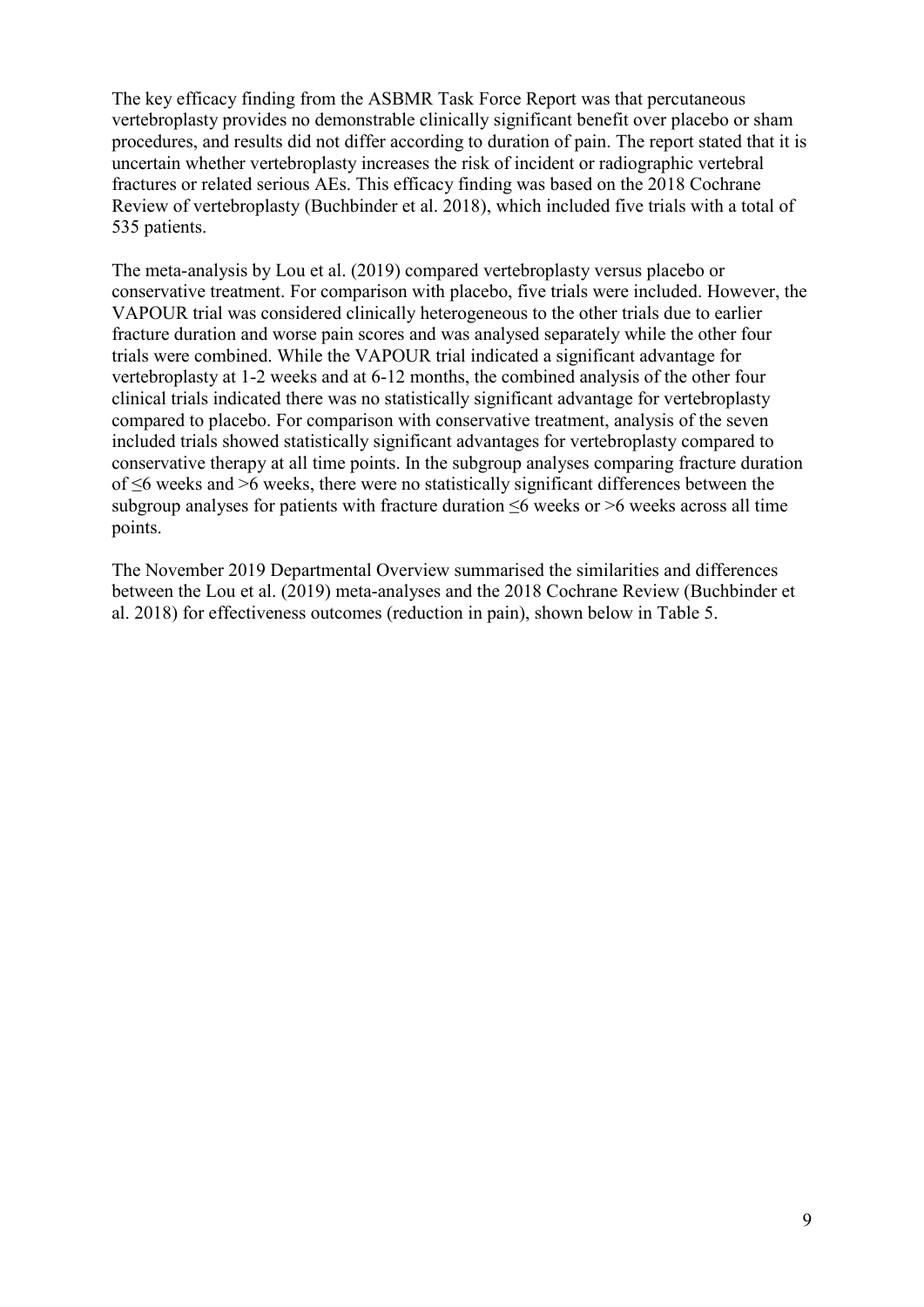The key efficacy finding from the ASBMR Task Force Report was that percutaneous vertebroplasty provides no demonstrable clinically significant benefit over placebo or sham procedures, and results did not differ according to duration of pain. The report stated that it is uncertain whether vertebroplasty increases the risk of incident or radiographic vertebral fractures or related serious AEs. This efficacy finding was based on the 2018 Cochrane Review of vertebroplasty (Buchbinder et al. 2018), which included five trials with a total of 535 patients.

The meta-analysis by Lou et al. (2019) compared vertebroplasty versus placebo or conservative treatment. For comparison with placebo, five trials were included. However, the VAPOUR trial was considered clinically heterogeneous to the other trials due to earlier fracture duration and worse pain scores and was analysed separately while the other four trials were combined. While the VAPOUR trial indicated a significant advantage for vertebroplasty at 1-2 weeks and at 6-12 months, the combined analysis of the other four clinical trials indicated there was no statistically significant advantage for vertebroplasty compared to placebo. For comparison with conservative treatment, analysis of the seven included trials showed statistically significant advantages for vertebroplasty compared to conservative therapy at all time points. In the subgroup analyses comparing fracture duration of ≤6 weeks and >6 weeks, there were no statistically significant differences between the subgroup analyses for patients with fracture duration ≤6 weeks or >6 weeks across all time points.

The November 2019 Departmental Overview summarised the similarities and differences between the Lou et al. (2019) meta-analyses and the 2018 Cochrane Review (Buchbinder et al. 2018) for effectiveness outcomes (reduction in pain), shown below in Table 5.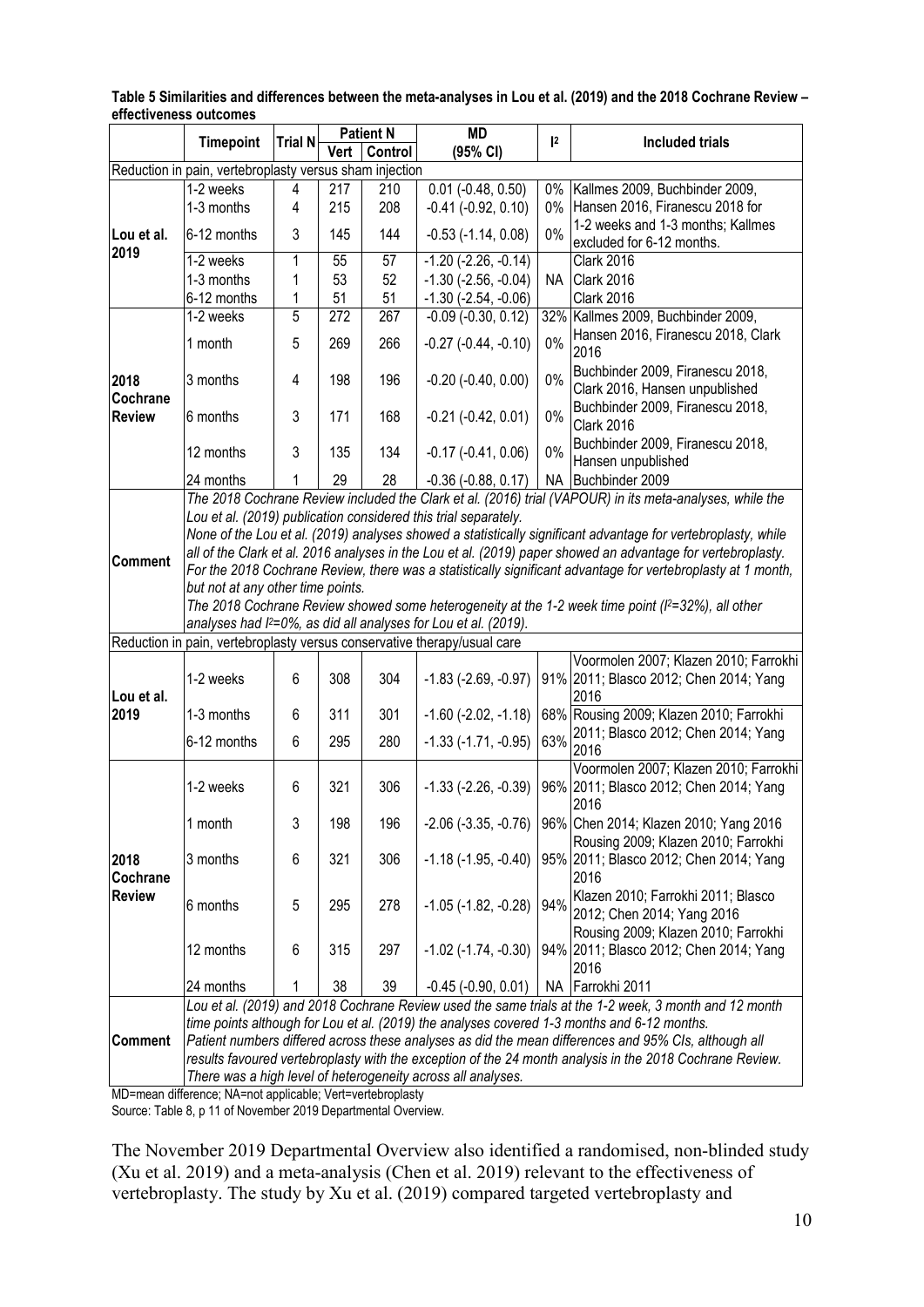**Table 5 Similarities and differences between the meta-analyses in Lou et al. (2019) and the 2018 Cochrane Review – effectiveness outcomes**

| | Timepoint | Trial N | Patient N | | MD (95% CI) | $I^2$ | Included trials |
|---|---|---|---|---|---|---|---|
| | | | Vert | Control | | | |
| Reduction in pain, vertebroplasty versus sham injection | | | | | | | |
| Lou et al. 2019 | 1-2 weeks | 4 | 217 | 210 | 0.01 (-0.48, 0.50) | 0% | Kallmes 2009, Buchbinder 2009, Hansen 2016, Firanescu 2018 for 1-2 weeks and 1-3 months; Kallmes excluded for 6-12 months. |
| | 1-3 months | 4 | 215 | 208 | -0.41 (-0.92, 0.10) | 0% | |
| | 6-12 months | 3 | 145 | 144 | -0.53 (-1.14, 0.08) | 0% | |
| | 1-2 weeks | 1 | 55 | 57 | -1.20 (-2.26, -0.14) | NA | Clark 2016 |
| | 1-3 months | 1 | 53 | 52 | -1.30 (-2.56, -0.04) | | Clark 2016 |
| | 6-12 months | 1 | 51 | 51 | -1.30 (-2.54, -0.06) | | Clark 2016 |
| 2018 Cochrane Review | 1-2 weeks | 5 | 272 | 267 | -0.09 (-0.30, 0.12) | 32% | Kallmes 2009, Buchbinder 2009, Hansen 2016, Firanescu 2018, Clark 2016 |
| | 1 month | 5 | 269 | 266 | -0.27 (-0.44, -0.10) | 0% | |
| | 3 months | 4 | 198 | 196 | -0.20 (-0.40, 0.00) | 0% | Buchbinder 2009, Firanescu 2018, Clark 2016, Hansen unpublished |
| | 6 months | 3 | 171 | 168 | -0.21 (-0.42, 0.01) | 0% | Buchbinder 2009, Firanescu 2018, Clark 2016 |
| | 12 months | 3 | 135 | 134 | -0.17 (-0.41, 0.06) | 0% | Buchbinder 2009, Firanescu 2018, Hansen unpublished |
| | 24 months | 1 | 29 | 28 | -0.36 (-0.88, 0.17) | NA | Buchbinder 2009 |
| Comment | *The 2018 Cochrane Review included the Clark et al. (2016) trial (VAPOUR) in its meta-analyses, while the Lou et al. (2019) publication considered this trial separately. None of the Lou et al. (2019) analyses showed a statistically significant advantage for vertebroplasty, while all of the Clark et al. 2016 analyses in the Lou et al. (2019) paper showed an advantage for vertebroplasty. For the 2018 Cochrane Review, there was a statistically significant advantage for vertebroplasty at 1 month, but not at any other time points. The 2018 Cochrane Review showed some heterogeneity at the 1-2 week time point ($I^2$=32%), all other analyses had $I^2$=0%, as did all analyses for Lou et al. (2019).* | | | | | | |
| Reduction in pain, vertebroplasty versus conservative therapy/usual care | | | | | | | |
| Lou et al. 2019 | 1-2 weeks | 6 | 308 | 304 | -1.83 (-2.69, -0.97) | 91% | Voormolen 2007; Klazen 2010; Farrokhi 2011; Blasco 2012; Chen 2014; Yang 2016 |
| | 1-3 months | 6 | 311 | 301 | -1.60 (-2.02, -1.18) | 68% | Rousing 2009; Klazen 2010; Farrokhi 2011; Blasco 2012; Chen 2014; Yang 2016 |
| | 6-12 months | 6 | 295 | 280 | -1.33 (-1.71, -0.95) | 63% | |
| 2018 Cochrane Review | 1-2 weeks | 6 | 321 | 306 | -1.33 (-2.26, -0.39) | 96% | Voormolen 2007; Klazen 2010; Farrokhi 2011; Blasco 2012; Chen 2014; Yang 2016 |
| | 1 month | 3 | 198 | 196 | -2.06 (-3.35, -0.76) | 96% | Chen 2014; Klazen 2010; Yang 2016 |
| | 3 months | 6 | 321 | 306 | -1.18 (-1.95, -0.40) | 95% | Rousing 2009; Klazen 2010; Farrokhi 2011; Blasco 2012; Chen 2014; Yang 2016 |
| | 6 months | 5 | 295 | 278 | -1.05 (-1.82, -0.28) | 94% | Klazen 2010; Farrokhi 2011; Blasco 2012; Chen 2014; Yang 2016 |
| | 12 months | 6 | 315 | 297 | -1.02 (-1.74, -0.30) | 94% | Rousing 2009; Klazen 2010; Farrokhi 2011; Blasco 2012; Chen 2014; Yang 2016 |
| | 24 months | 1 | 38 | 39 | -0.45 (-0.90, 0.01) | NA | Farrokhi 2011 |
| Comment | *Lou et al. (2019) and 2018 Cochrane Review used the same trials at the 1-2 week, 3 month and 12 month time points although for Lou et al. (2019) the analyses covered 1-3 months and 6-12 months. Patient numbers differed across these analyses as did the mean differences and 95% CIs, although all results favoured vertebroplasty with the exception of the 24 month analysis in the 2018 Cochrane Review. There was a high level of heterogeneity across all analyses.* | | | | | | |

MD=mean difference; NA=not applicable; Vert=vertebroplasty

Source: Table 8, p 11 of November 2019 Departmental Overview.

The November 2019 Departmental Overview also identified a randomised, non-blinded study (Xu et al. 2019) and a meta-analysis (Chen et al. 2019) relevant to the effectiveness of vertebroplasty. The study by Xu et al. (2019) compared targeted vertebroplasty and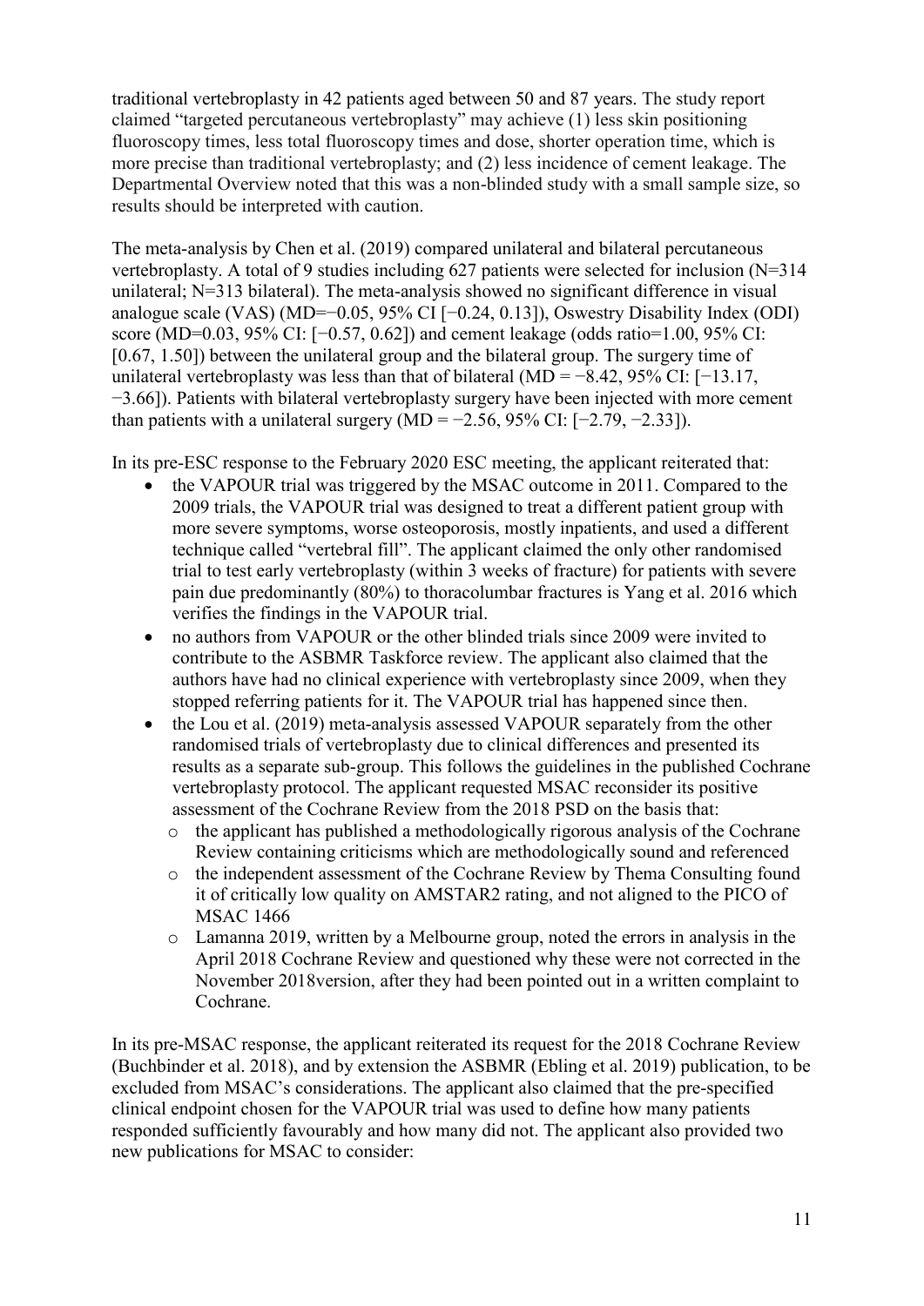traditional vertebroplasty in 42 patients aged between 50 and 87 years. The study report claimed "targeted percutaneous vertebroplasty" may achieve (1) less skin positioning fluoroscopy times, less total fluoroscopy times and dose, shorter operation time, which is more precise than traditional vertebroplasty; and (2) less incidence of cement leakage. The Departmental Overview noted that this was a non-blinded study with a small sample size, so results should be interpreted with caution.

The meta-analysis by Chen et al. (2019) compared unilateral and bilateral percutaneous vertebroplasty. A total of 9 studies including 627 patients were selected for inclusion (N=314 unilateral; N=313 bilateral). The meta-analysis showed no significant difference in visual analogue scale (VAS) (MD=−0.05, 95% CI [−0.24, 0.13]), Oswestry Disability Index (ODI) score (MD=0.03, 95% CI: [−0.57, 0.62]) and cement leakage (odds ratio=1.00, 95% CI: [0.67, 1.50]) between the unilateral group and the bilateral group. The surgery time of unilateral vertebroplasty was less than that of bilateral (MD = −8.42, 95% CI: [−13.17, −3.66]). Patients with bilateral vertebroplasty surgery have been injected with more cement than patients with a unilateral surgery (MD = −2.56, 95% CI: [−2.79, −2.33]).

In its pre-ESC response to the February 2020 ESC meeting, the applicant reiterated that:

- the VAPOUR trial was triggered by the MSAC outcome in 2011. Compared to the 2009 trials, the VAPOUR trial was designed to treat a different patient group with more severe symptoms, worse osteoporosis, mostly inpatients, and used a different technique called "vertebral fill". The applicant claimed the only other randomised trial to test early vertebroplasty (within 3 weeks of fracture) for patients with severe pain due predominantly (80%) to thoracolumbar fractures is Yang et al. 2016 which verifies the findings in the VAPOUR trial.
- no authors from VAPOUR or the other blinded trials since 2009 were invited to contribute to the ASBMR Taskforce review. The applicant also claimed that the authors have had no clinical experience with vertebroplasty since 2009, when they stopped referring patients for it. The VAPOUR trial has happened since then.
- the Lou et al. (2019) meta-analysis assessed VAPOUR separately from the other randomised trials of vertebroplasty due to clinical differences and presented its results as a separate sub-group. This follows the guidelines in the published Cochrane vertebroplasty protocol. The applicant requested MSAC reconsider its positive assessment of the Cochrane Review from the 2018 PSD on the basis that:
  - the applicant has published a methodologically rigorous analysis of the Cochrane Review containing criticisms which are methodologically sound and referenced
  - the independent assessment of the Cochrane Review by Thema Consulting found it of critically low quality on AMSTAR2 rating, and not aligned to the PICO of MSAC 1466
  - Lamanna 2019, written by a Melbourne group, noted the errors in analysis in the April 2018 Cochrane Review and questioned why these were not corrected in the November 2018version, after they had been pointed out in a written complaint to Cochrane.

In its pre-MSAC response, the applicant reiterated its request for the 2018 Cochrane Review (Buchbinder et al. 2018), and by extension the ASBMR (Ebling et al. 2019) publication, to be excluded from MSAC's considerations. The applicant also claimed that the pre-specified clinical endpoint chosen for the VAPOUR trial was used to define how many patients responded sufficiently favourably and how many did not. The applicant also provided two new publications for MSAC to consider: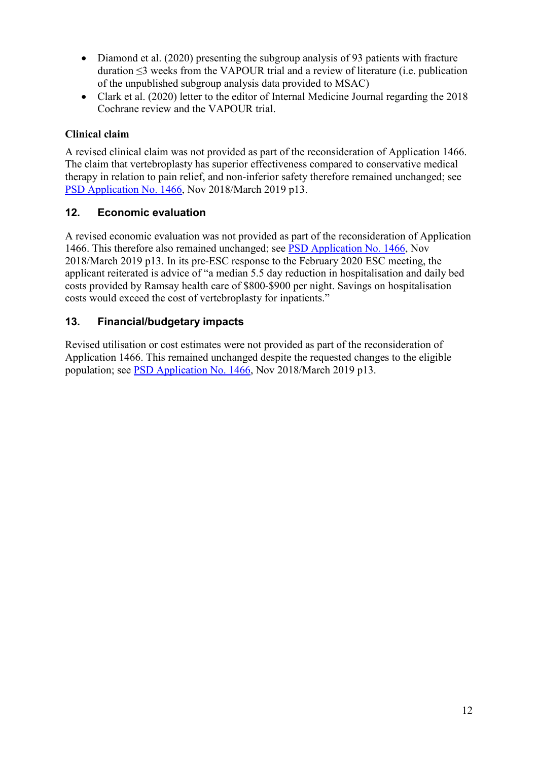- Diamond et al. (2020) presenting the subgroup analysis of 93 patients with fracture duration ≤3 weeks from the VAPOUR trial and a review of literature (i.e. publication of the unpublished subgroup analysis data provided to MSAC)
- Clark et al. (2020) letter to the editor of Internal Medicine Journal regarding the 2018 Cochrane review and the VAPOUR trial.

**Clinical claim**

A revised clinical claim was not provided as part of the reconsideration of Application 1466. The claim that vertebroplasty has superior effectiveness compared to conservative medical therapy in relation to pain relief, and non-inferior safety therefore remained unchanged; see PSD Application No. 1466, Nov 2018/March 2019 p13.

## 12. Economic evaluation

A revised economic evaluation was not provided as part of the reconsideration of Application 1466. This therefore also remained unchanged; see PSD Application No. 1466, Nov 2018/March 2019 p13. In its pre-ESC response to the February 2020 ESC meeting, the applicant reiterated is advice of "a median 5.5 day reduction in hospitalisation and daily bed costs provided by Ramsay health care of $800-$900 per night. Savings on hospitalisation costs would exceed the cost of vertebroplasty for inpatients."

## 13. Financial/budgetary impacts

Revised utilisation or cost estimates were not provided as part of the reconsideration of Application 1466. This remained unchanged despite the requested changes to the eligible population; see PSD Application No. 1466, Nov 2018/March 2019 p13.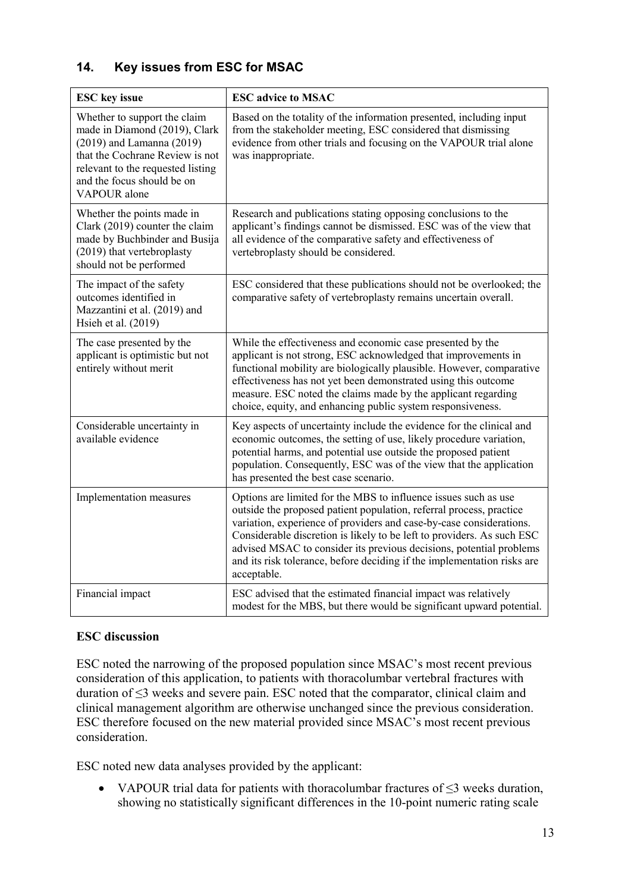## 14. Key issues from ESC for MSAC

| ESC key issue | ESC advice to MSAC |
|---|---|
| Whether to support the claim made in Diamond (2019), Clark (2019) and Lamanna (2019) that the Cochrane Review is not relevant to the requested listing and the focus should be on VAPOUR alone | Based on the totality of the information presented, including input from the stakeholder meeting, ESC considered that dismissing evidence from other trials and focusing on the VAPOUR trial alone was inappropriate. |
| Whether the points made in Clark (2019) counter the claim made by Buchbinder and Busija (2019) that vertebroplasty should not be performed | Research and publications stating opposing conclusions to the applicant's findings cannot be dismissed. ESC was of the view that all evidence of the comparative safety and effectiveness of vertebroplasty should be considered. |
| The impact of the safety outcomes identified in Mazzantini et al. (2019) and Hsieh et al. (2019) | ESC considered that these publications should not be overlooked; the comparative safety of vertebroplasty remains uncertain overall. |
| The case presented by the applicant is optimistic but not entirely without merit | While the effectiveness and economic case presented by the applicant is not strong, ESC acknowledged that improvements in functional mobility are biologically plausible. However, comparative effectiveness has not yet been demonstrated using this outcome measure. ESC noted the claims made by the applicant regarding choice, equity, and enhancing public system responsiveness. |
| Considerable uncertainty in available evidence | Key aspects of uncertainty include the evidence for the clinical and economic outcomes, the setting of use, likely procedure variation, potential harms, and potential use outside the proposed patient population. Consequently, ESC was of the view that the application has presented the best case scenario. |
| Implementation measures | Options are limited for the MBS to influence issues such as use outside the proposed patient population, referral process, practice variation, experience of providers and case-by-case considerations. Considerable discretion is likely to be left to providers. As such ESC advised MSAC to consider its previous decisions, potential problems and its risk tolerance, before deciding if the implementation risks are acceptable. |
| Financial impact | ESC advised that the estimated financial impact was relatively modest for the MBS, but there would be significant upward potential. |

### ESC discussion

ESC noted the narrowing of the proposed population since MSAC's most recent previous consideration of this application, to patients with thoracolumbar vertebral fractures with duration of ≤3 weeks and severe pain. ESC noted that the comparator, clinical claim and clinical management algorithm are otherwise unchanged since the previous consideration. ESC therefore focused on the new material provided since MSAC's most recent previous consideration.

ESC noted new data analyses provided by the applicant:

- VAPOUR trial data for patients with thoracolumbar fractures of ≤3 weeks duration, showing no statistically significant differences in the 10-point numeric rating scale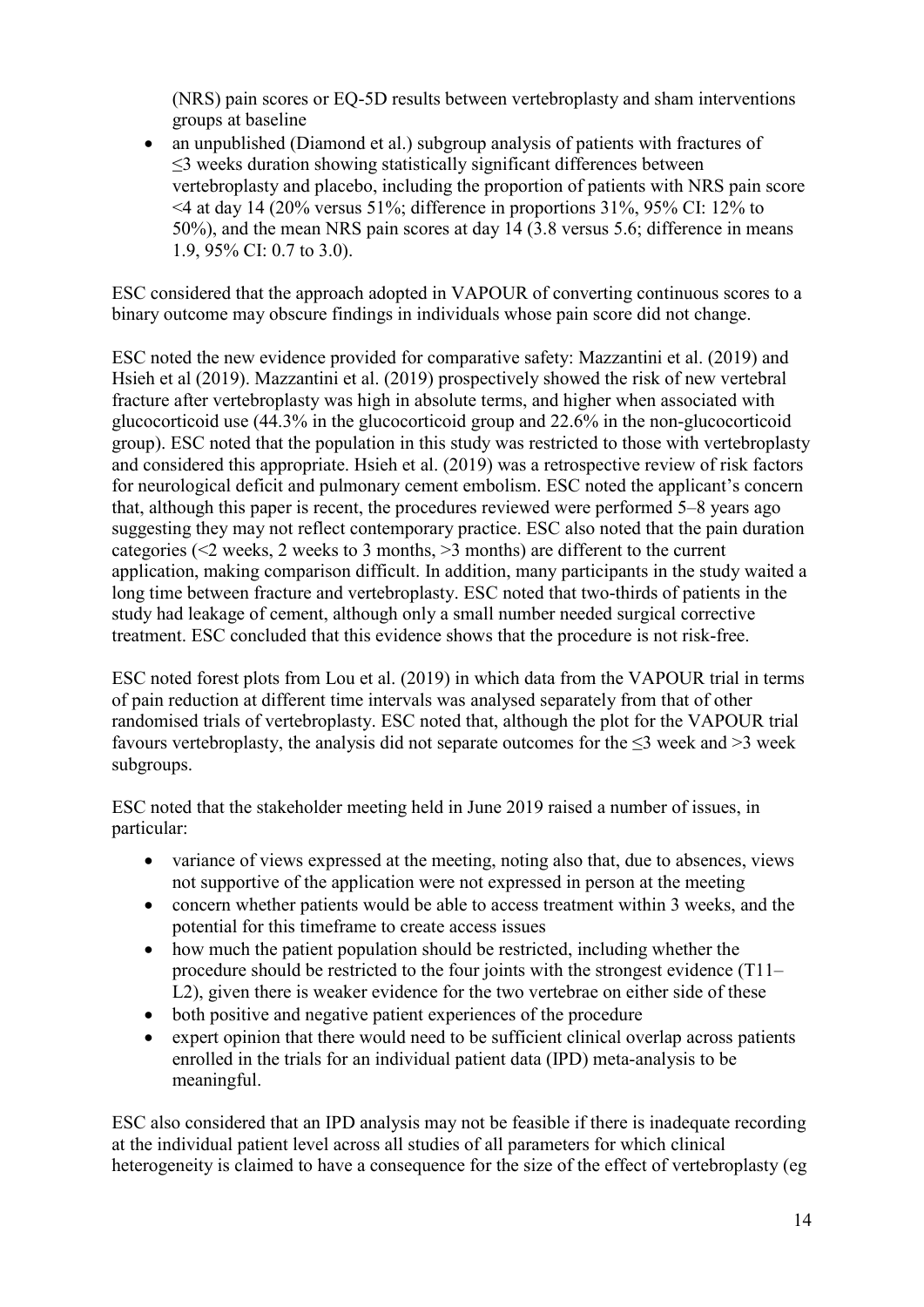(NRS) pain scores or EQ-5D results between vertebroplasty and sham interventions groups at baseline

- an unpublished (Diamond et al.) subgroup analysis of patients with fractures of ≤3 weeks duration showing statistically significant differences between vertebroplasty and placebo, including the proportion of patients with NRS pain score <4 at day 14 (20% versus 51%; difference in proportions 31%, 95% CI: 12% to 50%), and the mean NRS pain scores at day 14 (3.8 versus 5.6; difference in means 1.9, 95% CI: 0.7 to 3.0).

ESC considered that the approach adopted in VAPOUR of converting continuous scores to a binary outcome may obscure findings in individuals whose pain score did not change.

ESC noted the new evidence provided for comparative safety: Mazzantini et al. (2019) and Hsieh et al (2019). Mazzantini et al. (2019) prospectively showed the risk of new vertebral fracture after vertebroplasty was high in absolute terms, and higher when associated with glucocorticoid use (44.3% in the glucocorticoid group and 22.6% in the non-glucocorticoid group). ESC noted that the population in this study was restricted to those with vertebroplasty and considered this appropriate. Hsieh et al. (2019) was a retrospective review of risk factors for neurological deficit and pulmonary cement embolism. ESC noted the applicant's concern that, although this paper is recent, the procedures reviewed were performed 5–8 years ago suggesting they may not reflect contemporary practice. ESC also noted that the pain duration categories (<2 weeks, 2 weeks to 3 months, >3 months) are different to the current application, making comparison difficult. In addition, many participants in the study waited a long time between fracture and vertebroplasty. ESC noted that two-thirds of patients in the study had leakage of cement, although only a small number needed surgical corrective treatment. ESC concluded that this evidence shows that the procedure is not risk-free.

ESC noted forest plots from Lou et al. (2019) in which data from the VAPOUR trial in terms of pain reduction at different time intervals was analysed separately from that of other randomised trials of vertebroplasty. ESC noted that, although the plot for the VAPOUR trial favours vertebroplasty, the analysis did not separate outcomes for the ≤3 week and >3 week subgroups.

ESC noted that the stakeholder meeting held in June 2019 raised a number of issues, in particular:

- variance of views expressed at the meeting, noting also that, due to absences, views not supportive of the application were not expressed in person at the meeting
- concern whether patients would be able to access treatment within 3 weeks, and the potential for this timeframe to create access issues
- how much the patient population should be restricted, including whether the procedure should be restricted to the four joints with the strongest evidence (T11–L2), given there is weaker evidence for the two vertebrae on either side of these
- both positive and negative patient experiences of the procedure
- expert opinion that there would need to be sufficient clinical overlap across patients enrolled in the trials for an individual patient data (IPD) meta-analysis to be meaningful.

ESC also considered that an IPD analysis may not be feasible if there is inadequate recording at the individual patient level across all studies of all parameters for which clinical heterogeneity is claimed to have a consequence for the size of the effect of vertebroplasty (eg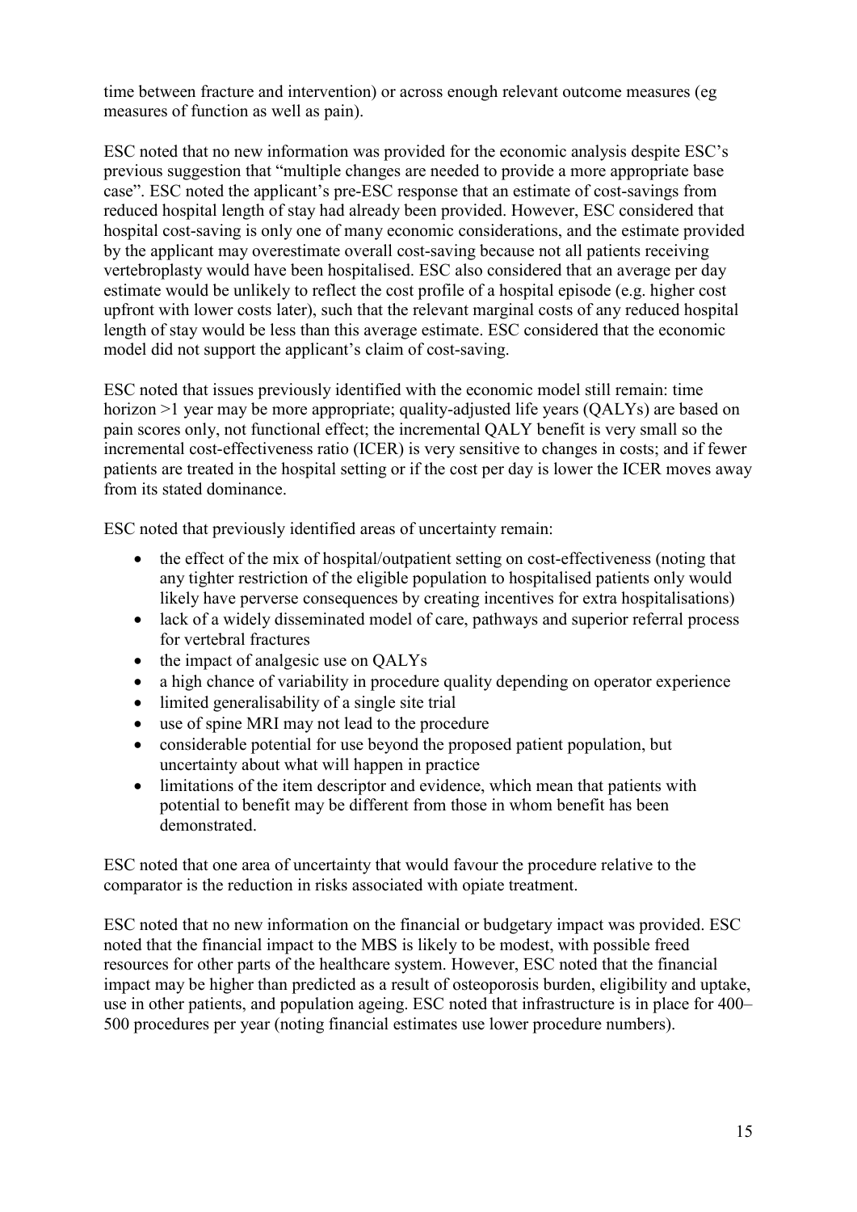time between fracture and intervention) or across enough relevant outcome measures (eg measures of function as well as pain).

ESC noted that no new information was provided for the economic analysis despite ESC's previous suggestion that "multiple changes are needed to provide a more appropriate base case". ESC noted the applicant's pre-ESC response that an estimate of cost-savings from reduced hospital length of stay had already been provided. However, ESC considered that hospital cost-saving is only one of many economic considerations, and the estimate provided by the applicant may overestimate overall cost-saving because not all patients receiving vertebroplasty would have been hospitalised. ESC also considered that an average per day estimate would be unlikely to reflect the cost profile of a hospital episode (e.g. higher cost upfront with lower costs later), such that the relevant marginal costs of any reduced hospital length of stay would be less than this average estimate. ESC considered that the economic model did not support the applicant's claim of cost-saving.

ESC noted that issues previously identified with the economic model still remain: time horizon >1 year may be more appropriate; quality-adjusted life years (QALYs) are based on pain scores only, not functional effect; the incremental QALY benefit is very small so the incremental cost-effectiveness ratio (ICER) is very sensitive to changes in costs; and if fewer patients are treated in the hospital setting or if the cost per day is lower the ICER moves away from its stated dominance.

ESC noted that previously identified areas of uncertainty remain:

- the effect of the mix of hospital/outpatient setting on cost-effectiveness (noting that any tighter restriction of the eligible population to hospitalised patients only would likely have perverse consequences by creating incentives for extra hospitalisations)
- lack of a widely disseminated model of care, pathways and superior referral process for vertebral fractures
- the impact of analgesic use on QALYs
- a high chance of variability in procedure quality depending on operator experience
- limited generalisability of a single site trial
- use of spine MRI may not lead to the procedure
- considerable potential for use beyond the proposed patient population, but uncertainty about what will happen in practice
- limitations of the item descriptor and evidence, which mean that patients with potential to benefit may be different from those in whom benefit has been demonstrated.

ESC noted that one area of uncertainty that would favour the procedure relative to the comparator is the reduction in risks associated with opiate treatment.

ESC noted that no new information on the financial or budgetary impact was provided. ESC noted that the financial impact to the MBS is likely to be modest, with possible freed resources for other parts of the healthcare system. However, ESC noted that the financial impact may be higher than predicted as a result of osteoporosis burden, eligibility and uptake, use in other patients, and population ageing. ESC noted that infrastructure is in place for 400–500 procedures per year (noting financial estimates use lower procedure numbers).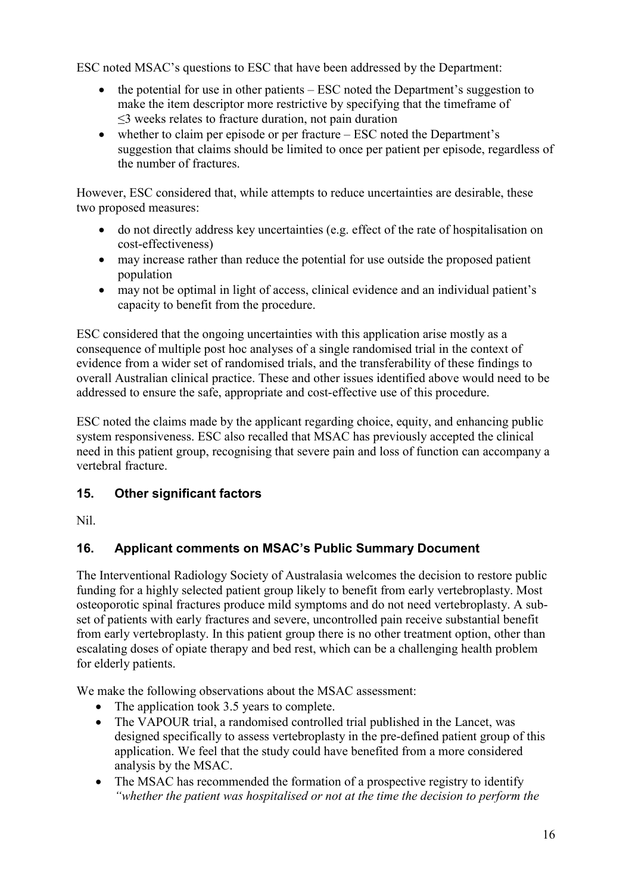ESC noted MSAC's questions to ESC that have been addressed by the Department:

- the potential for use in other patients – ESC noted the Department's suggestion to make the item descriptor more restrictive by specifying that the timeframe of ≤3 weeks relates to fracture duration, not pain duration
- whether to claim per episode or per fracture – ESC noted the Department's suggestion that claims should be limited to once per patient per episode, regardless of the number of fractures.

However, ESC considered that, while attempts to reduce uncertainties are desirable, these two proposed measures:

- do not directly address key uncertainties (e.g. effect of the rate of hospitalisation on cost-effectiveness)
- may increase rather than reduce the potential for use outside the proposed patient population
- may not be optimal in light of access, clinical evidence and an individual patient's capacity to benefit from the procedure.

ESC considered that the ongoing uncertainties with this application arise mostly as a consequence of multiple post hoc analyses of a single randomised trial in the context of evidence from a wider set of randomised trials, and the transferability of these findings to overall Australian clinical practice. These and other issues identified above would need to be addressed to ensure the safe, appropriate and cost-effective use of this procedure.

ESC noted the claims made by the applicant regarding choice, equity, and enhancing public system responsiveness. ESC also recalled that MSAC has previously accepted the clinical need in this patient group, recognising that severe pain and loss of function can accompany a vertebral fracture.

## 15. Other significant factors

Nil.

## 16. Applicant comments on MSAC's Public Summary Document

The Interventional Radiology Society of Australasia welcomes the decision to restore public funding for a highly selected patient group likely to benefit from early vertebroplasty. Most osteoporotic spinal fractures produce mild symptoms and do not need vertebroplasty. A sub-set of patients with early fractures and severe, uncontrolled pain receive substantial benefit from early vertebroplasty. In this patient group there is no other treatment option, other than escalating doses of opiate therapy and bed rest, which can be a challenging health problem for elderly patients.

We make the following observations about the MSAC assessment:

- The application took 3.5 years to complete.
- The VAPOUR trial, a randomised controlled trial published in the Lancet, was designed specifically to assess vertebroplasty in the pre-defined patient group of this application. We feel that the study could have benefited from a more considered analysis by the MSAC.
- The MSAC has recommended the formation of a prospective registry to identify *"whether the patient was hospitalised or not at the time the decision to perform the*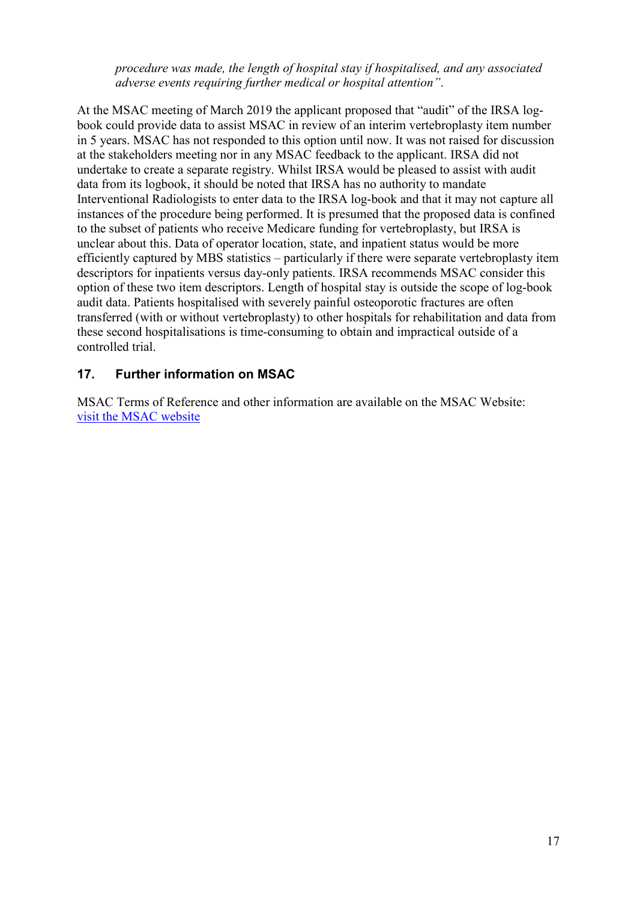*procedure was made, the length of hospital stay if hospitalised, and any associated adverse events requiring further medical or hospital attention"*.

At the MSAC meeting of March 2019 the applicant proposed that "audit" of the IRSA log-book could provide data to assist MSAC in review of an interim vertebroplasty item number in 5 years. MSAC has not responded to this option until now. It was not raised for discussion at the stakeholders meeting nor in any MSAC feedback to the applicant. IRSA did not undertake to create a separate registry. Whilst IRSA would be pleased to assist with audit data from its logbook, it should be noted that IRSA has no authority to mandate Interventional Radiologists to enter data to the IRSA log-book and that it may not capture all instances of the procedure being performed. It is presumed that the proposed data is confined to the subset of patients who receive Medicare funding for vertebroplasty, but IRSA is unclear about this. Data of operator location, state, and inpatient status would be more efficiently captured by MBS statistics – particularly if there were separate vertebroplasty item descriptors for inpatients versus day-only patients. IRSA recommends MSAC consider this option of these two item descriptors. Length of hospital stay is outside the scope of log-book audit data. Patients hospitalised with severely painful osteoporotic fractures are often transferred (with or without vertebroplasty) to other hospitals for rehabilitation and data from these second hospitalisations is time-consuming to obtain and impractical outside of a controlled trial.

## 17. Further information on MSAC

MSAC Terms of Reference and other information are available on the MSAC Website: visit the MSAC website